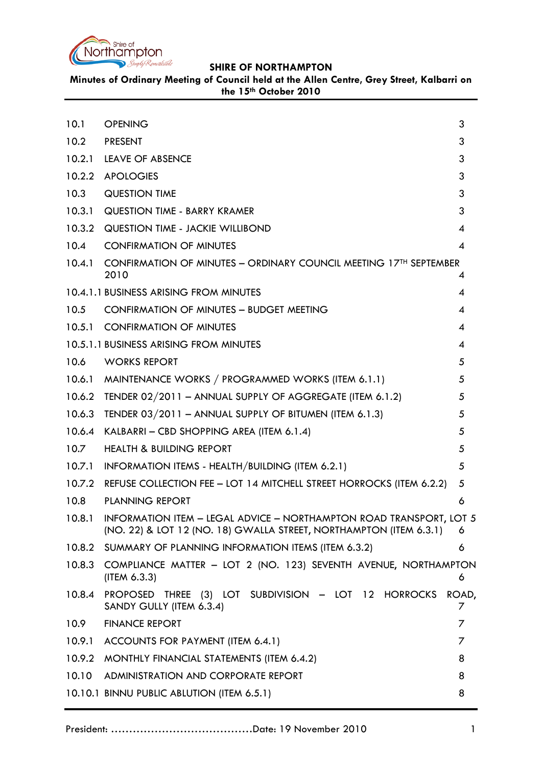# SHIRE OF NORTHAMPTON

**Minutes of Ordinary Meeting of Council held at the Allen Centre, Grey Street, Kalbarri on the 15th October 2010**

| | | |
|---|---|---|
| 10.1 | OPENING | 3 |
| 10.2 | PRESENT | 3 |
| 10.2.1 | LEAVE OF ABSENCE | 3 |
| 10.2.2 | APOLOGIES | 3 |
| 10.3 | QUESTION TIME | 3 |
| 10.3.1 | QUESTION TIME - BARRY KRAMER | 3 |
| 10.3.2 | QUESTION TIME - JACKIE WILLIBOND | 4 |
| 10.4 | CONFIRMATION OF MINUTES | 4 |
| 10.4.1 | CONFIRMATION OF MINUTES – ORDINARY COUNCIL MEETING 17TH SEPTEMBER 2010 | 4 |
| 10.4.1.1 | BUSINESS ARISING FROM MINUTES | 4 |
| 10.5 | CONFIRMATION OF MINUTES – BUDGET MEETING | 4 |
| 10.5.1 | CONFIRMATION OF MINUTES | 4 |
| 10.5.1.1 | BUSINESS ARISING FROM MINUTES | 4 |
| 10.6 | WORKS REPORT | 5 |
| 10.6.1 | MAINTENANCE WORKS / PROGRAMMED WORKS (ITEM 6.1.1) | 5 |
| 10.6.2 | TENDER 02/2011 – ANNUAL SUPPLY OF AGGREGATE (ITEM 6.1.2) | 5 |
| 10.6.3 | TENDER 03/2011 – ANNUAL SUPPLY OF BITUMEN (ITEM 6.1.3) | 5 |
| 10.6.4 | KALBARRI – CBD SHOPPING AREA (ITEM 6.1.4) | 5 |
| 10.7 | HEALTH & BUILDING REPORT | 5 |
| 10.7.1 | INFORMATION ITEMS - HEALTH/BUILDING (ITEM 6.2.1) | 5 |
| 10.7.2 | REFUSE COLLECTION FEE – LOT 14 MITCHELL STREET HORROCKS (ITEM 6.2.2) | 5 |
| 10.8 | PLANNING REPORT | 6 |
| 10.8.1 | INFORMATION ITEM – LEGAL ADVICE – NORTHAMPTON ROAD TRANSPORT, LOT 5 (NO. 22) & LOT 12 (NO. 18) GWALLA STREET, NORTHAMPTON (ITEM 6.3.1) | 6 |
| 10.8.2 | SUMMARY OF PLANNING INFORMATION ITEMS (ITEM 6.3.2) | 6 |
| 10.8.3 | COMPLIANCE MATTER – LOT 2 (NO. 123) SEVENTH AVENUE, NORTHAMPTON (ITEM 6.3.3) | 6 |
| 10.8.4 | PROPOSED THREE (3) LOT SUBDIVISION – LOT 12 HORROCKS ROAD, SANDY GULLY (ITEM 6.3.4) | 7 |
| 10.9 | FINANCE REPORT | 7 |
| 10.9.1 | ACCOUNTS FOR PAYMENT (ITEM 6.4.1) | 7 |
| 10.9.2 | MONTHLY FINANCIAL STATEMENTS (ITEM 6.4.2) | 8 |
| 10.10 | ADMINISTRATION AND CORPORATE REPORT | 8 |
| 10.10.1 | BINNU PUBLIC ABLUTION (ITEM 6.5.1) | 8 |

President: ……………………………………Date: 19 November 2010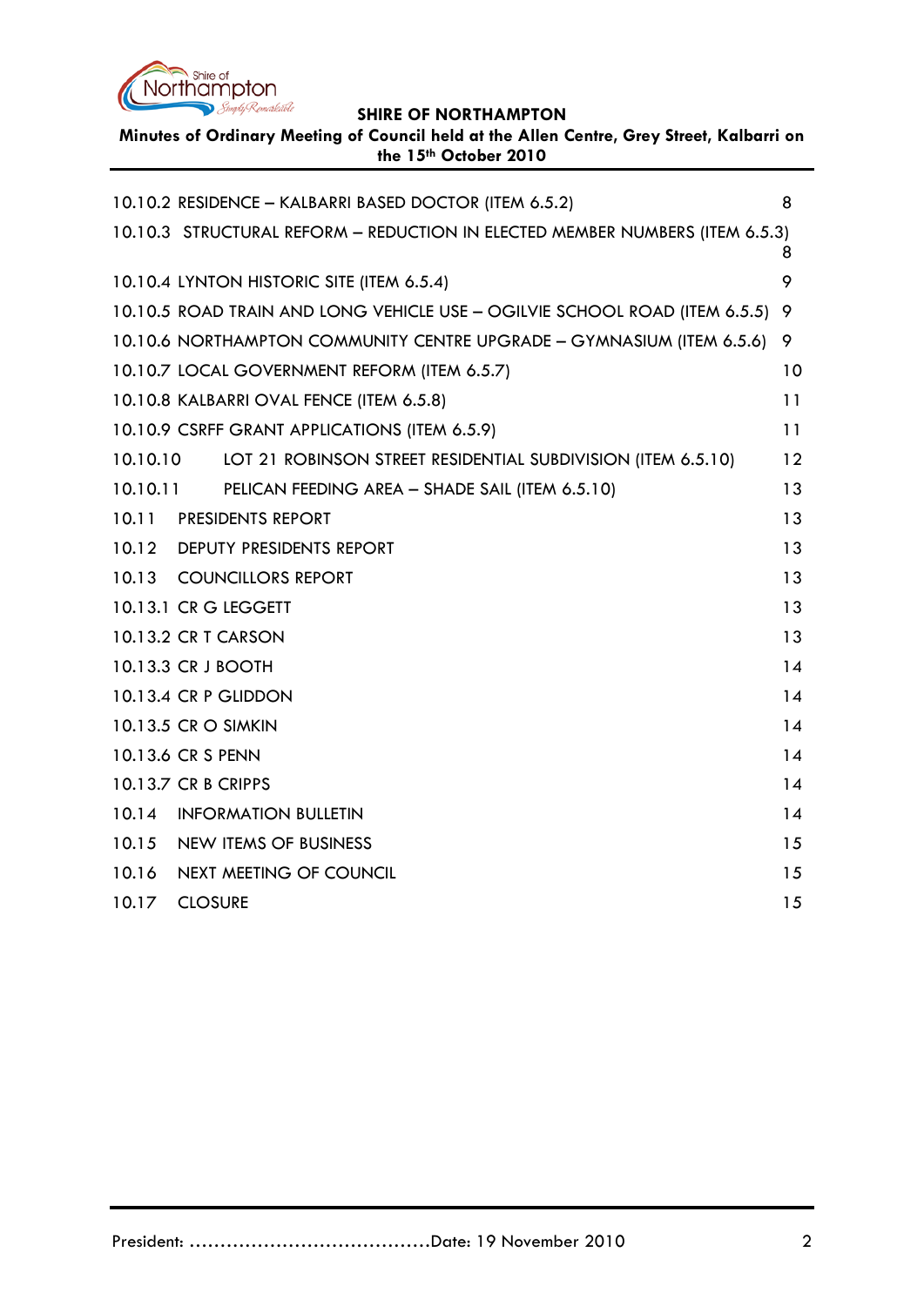10.10.2 RESIDENCE – KALBARRI BASED DOCTOR (ITEM 6.5.2) 8

10.10.3 STRUCTURAL REFORM – REDUCTION IN ELECTED MEMBER NUMBERS (ITEM 6.5.3) 8

10.10.4 LYNTON HISTORIC SITE (ITEM 6.5.4) 9

10.10.5 ROAD TRAIN AND LONG VEHICLE USE – OGILVIE SCHOOL ROAD (ITEM 6.5.5) 9

10.10.6 NORTHAMPTON COMMUNITY CENTRE UPGRADE – GYMNASIUM (ITEM 6.5.6) 9

10.10.7 LOCAL GOVERNMENT REFORM (ITEM 6.5.7) 10

10.10.8 KALBARRI OVAL FENCE (ITEM 6.5.8) 11

10.10.9 CSRFF GRANT APPLICATIONS (ITEM 6.5.9) 11

10.10.10 LOT 21 ROBINSON STREET RESIDENTIAL SUBDIVISION (ITEM 6.5.10) 12

10.10.11 PELICAN FEEDING AREA – SHADE SAIL (ITEM 6.5.10) 13

10.11 PRESIDENTS REPORT 13

10.12 DEPUTY PRESIDENTS REPORT 13

10.13 COUNCILLORS REPORT 13

10.13.1 CR G LEGGETT 13

10.13.2 CR T CARSON 13

10.13.3 CR J BOOTH 14

10.13.4 CR P GLIDDON 14

10.13.5 CR O SIMKIN 14

10.13.6 CR S PENN 14

10.13.7 CR B CRIPPS 14

10.14 INFORMATION BULLETIN 14

10.15 NEW ITEMS OF BUSINESS 15

10.16 NEXT MEETING OF COUNCIL 15

10.17 CLOSURE 15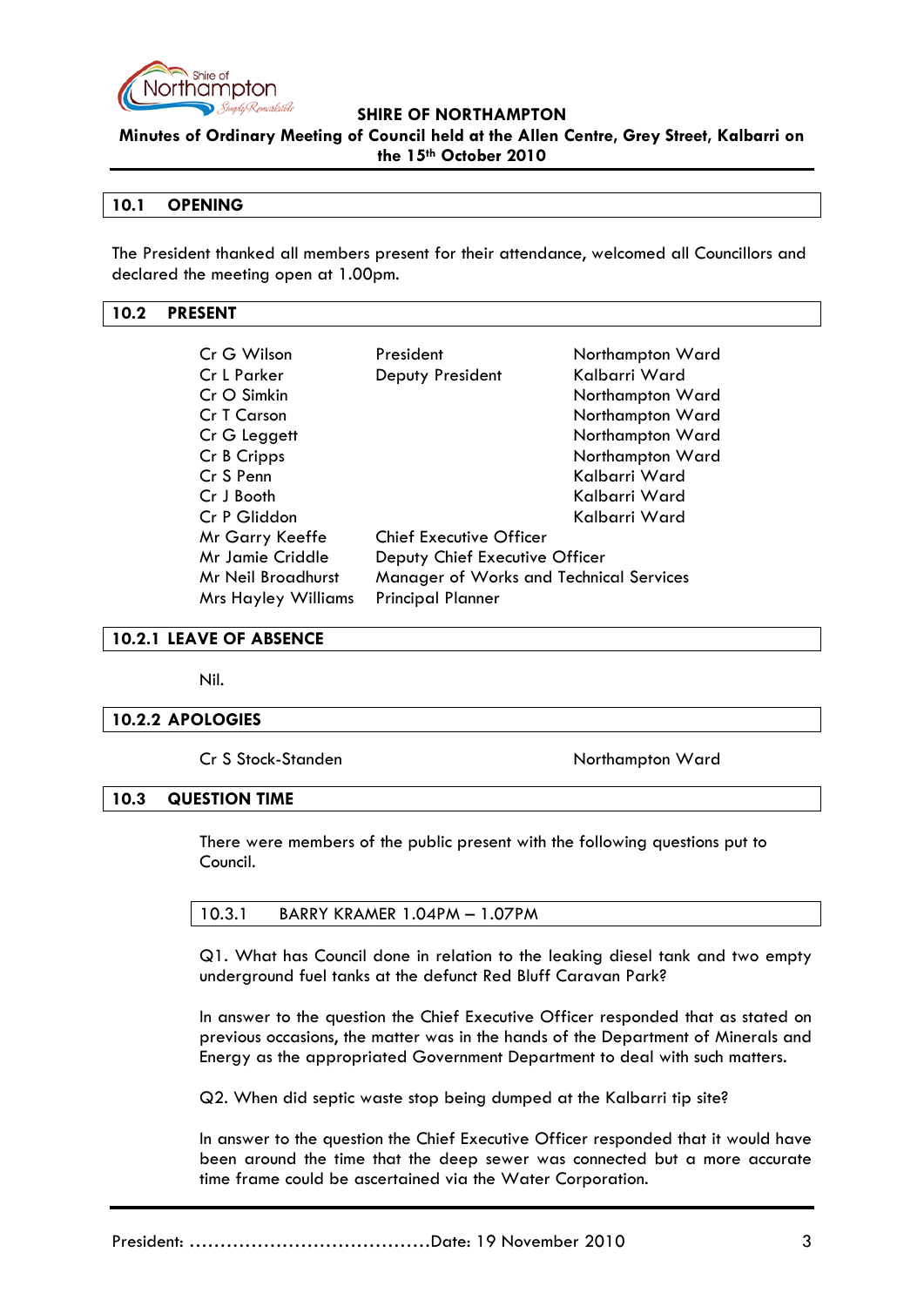**SHIRE OF NORTHAMPTON**

**Minutes of Ordinary Meeting of Council held at the Allen Centre, Grey Street, Kalbarri on the 15th October 2010**

## 10.1 OPENING

The President thanked all members present for their attendance, welcomed all Councillors and declared the meeting open at 1.00pm.

## 10.2 PRESENT

| | | |
|---|---|---|
| Cr G Wilson | President | Northampton Ward |
| Cr L Parker | Deputy President | Kalbarri Ward |
| Cr O Simkin | | Northampton Ward |
| Cr T Carson | | Northampton Ward |
| Cr G Leggett | | Northampton Ward |
| Cr B Cripps | | Northampton Ward |
| Cr S Penn | | Kalbarri Ward |
| Cr J Booth | | Kalbarri Ward |
| Cr P Gliddon | | Kalbarri Ward |
| Mr Garry Keeffe | Chief Executive Officer | |
| Mr Jamie Criddle | Deputy Chief Executive Officer | |
| Mr Neil Broadhurst | Manager of Works and Technical Services | |
| Mrs Hayley Williams | Principal Planner | |

## 10.2.1 LEAVE OF ABSENCE

Nil.

## 10.2.2 APOLOGIES

| | |
|---|---|
| Cr S Stock-Standen | Northampton Ward |

## 10.3 QUESTION TIME

There were members of the public present with the following questions put to Council.

### 10.3.1 BARRY KRAMER 1.04PM – 1.07PM

Q1. What has Council done in relation to the leaking diesel tank and two empty underground fuel tanks at the defunct Red Bluff Caravan Park?

In answer to the question the Chief Executive Officer responded that as stated on previous occasions, the matter was in the hands of the Department of Minerals and Energy as the appropriated Government Department to deal with such matters.

Q2. When did septic waste stop being dumped at the Kalbarri tip site?

In answer to the question the Chief Executive Officer responded that it would have been around the time that the deep sewer was connected but a more accurate time frame could be ascertained via the Water Corporation.

President: ……………………………………Date: 19 November 2010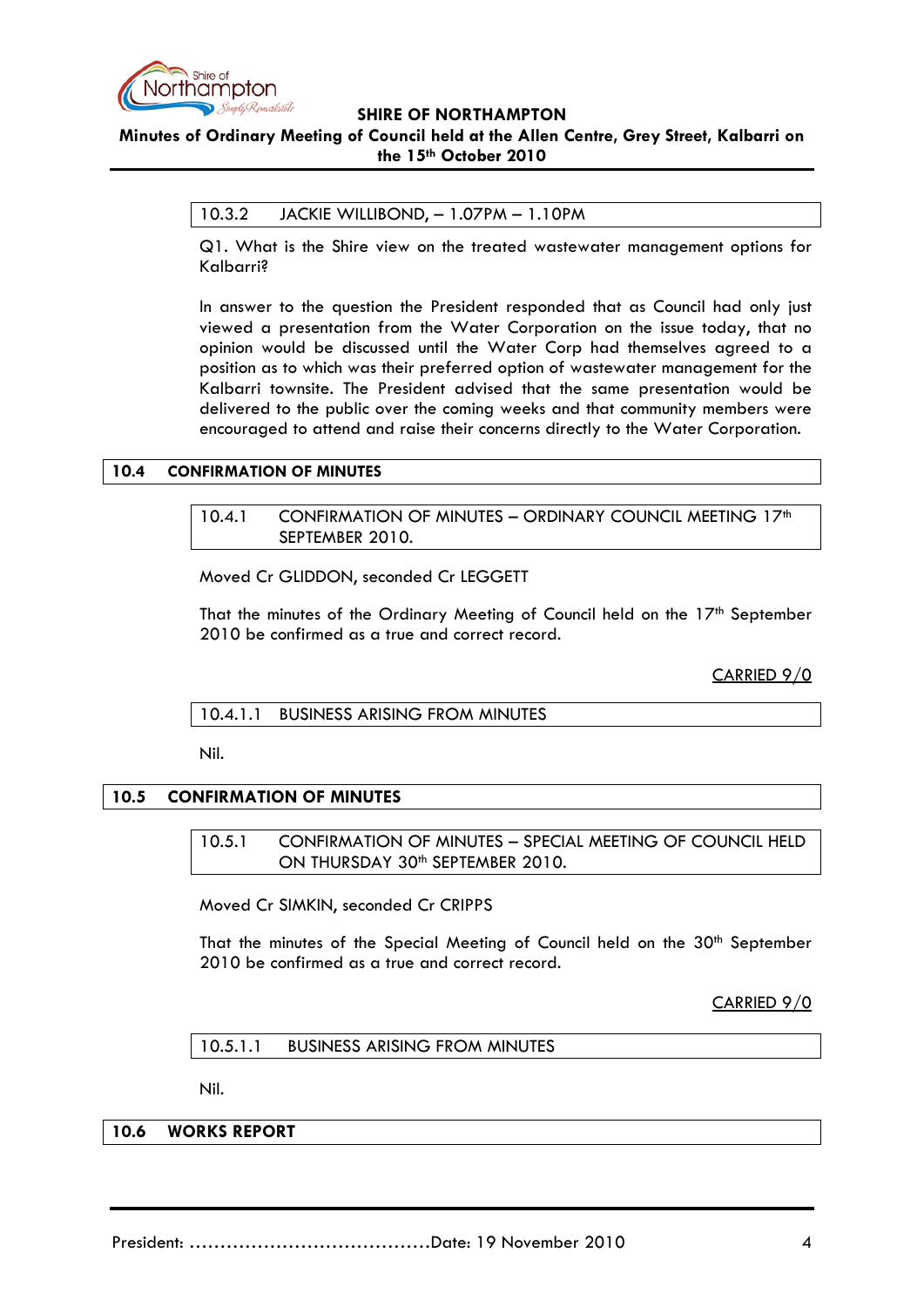#### 10.3.2 JACKIE WILLIBOND, – 1.07PM – 1.10PM

Q1. What is the Shire view on the treated wastewater management options for Kalbarri?

In answer to the question the President responded that as Council had only just viewed a presentation from the Water Corporation on the issue today, that no opinion would be discussed until the Water Corp had themselves agreed to a position as to which was their preferred option of wastewater management for the Kalbarri townsite. The President advised that the same presentation would be delivered to the public over the coming weeks and that community members were encouraged to attend and raise their concerns directly to the Water Corporation.

### 10.4 CONFIRMATION OF MINUTES

#### 10.4.1 CONFIRMATION OF MINUTES – ORDINARY COUNCIL MEETING 17th SEPTEMBER 2010.

Moved Cr GLIDDON, seconded Cr LEGGETT

That the minutes of the Ordinary Meeting of Council held on the 17th September 2010 be confirmed as a true and correct record.

CARRIED 9/0

#### 10.4.1.1 BUSINESS ARISING FROM MINUTES

Nil.

### 10.5 CONFIRMATION OF MINUTES

#### 10.5.1 CONFIRMATION OF MINUTES – SPECIAL MEETING OF COUNCIL HELD ON THURSDAY 30th SEPTEMBER 2010.

Moved Cr SIMKIN, seconded Cr CRIPPS

That the minutes of the Special Meeting of Council held on the 30th September 2010 be confirmed as a true and correct record.

CARRIED 9/0

#### 10.5.1.1 BUSINESS ARISING FROM MINUTES

Nil.

### 10.6 WORKS REPORT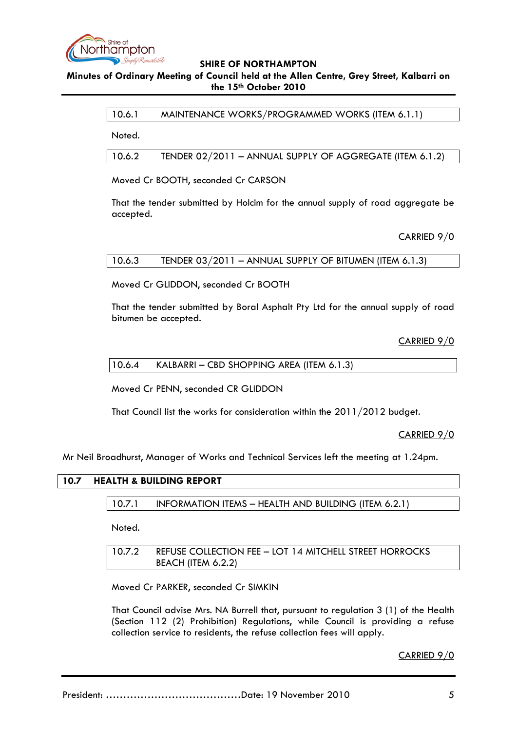### 10.6.1 MAINTENANCE WORKS/PROGRAMMED WORKS (ITEM 6.1.1)

Noted.

### 10.6.2 TENDER 02/2011 – ANNUAL SUPPLY OF AGGREGATE (ITEM 6.1.2)

Moved Cr BOOTH, seconded Cr CARSON

That the tender submitted by Holcim for the annual supply of road aggregate be accepted.

CARRIED 9/0

### 10.6.3 TENDER 03/2011 – ANNUAL SUPPLY OF BITUMEN (ITEM 6.1.3)

Moved Cr GLIDDON, seconded Cr BOOTH

That the tender submitted by Boral Asphalt Pty Ltd for the annual supply of road bitumen be accepted.

CARRIED 9/0

### 10.6.4 KALBARRI – CBD SHOPPING AREA (ITEM 6.1.3)

Moved Cr PENN, seconded CR GLIDDON

That Council list the works for consideration within the 2011/2012 budget.

CARRIED 9/0

Mr Neil Broadhurst, Manager of Works and Technical Services left the meeting at 1.24pm.

## 10.7 HEALTH & BUILDING REPORT

### 10.7.1 INFORMATION ITEMS – HEALTH AND BUILDING (ITEM 6.2.1)

Noted.

### 10.7.2 REFUSE COLLECTION FEE – LOT 14 MITCHELL STREET HORROCKS BEACH (ITEM 6.2.2)

Moved Cr PARKER, seconded Cr SIMKIN

That Council advise Mrs. NA Burrell that, pursuant to regulation 3 (1) of the Health (Section 112 (2) Prohibition) Regulations, while Council is providing a refuse collection service to residents, the refuse collection fees will apply.

CARRIED 9/0

President: ......................................Date: 19 November 2010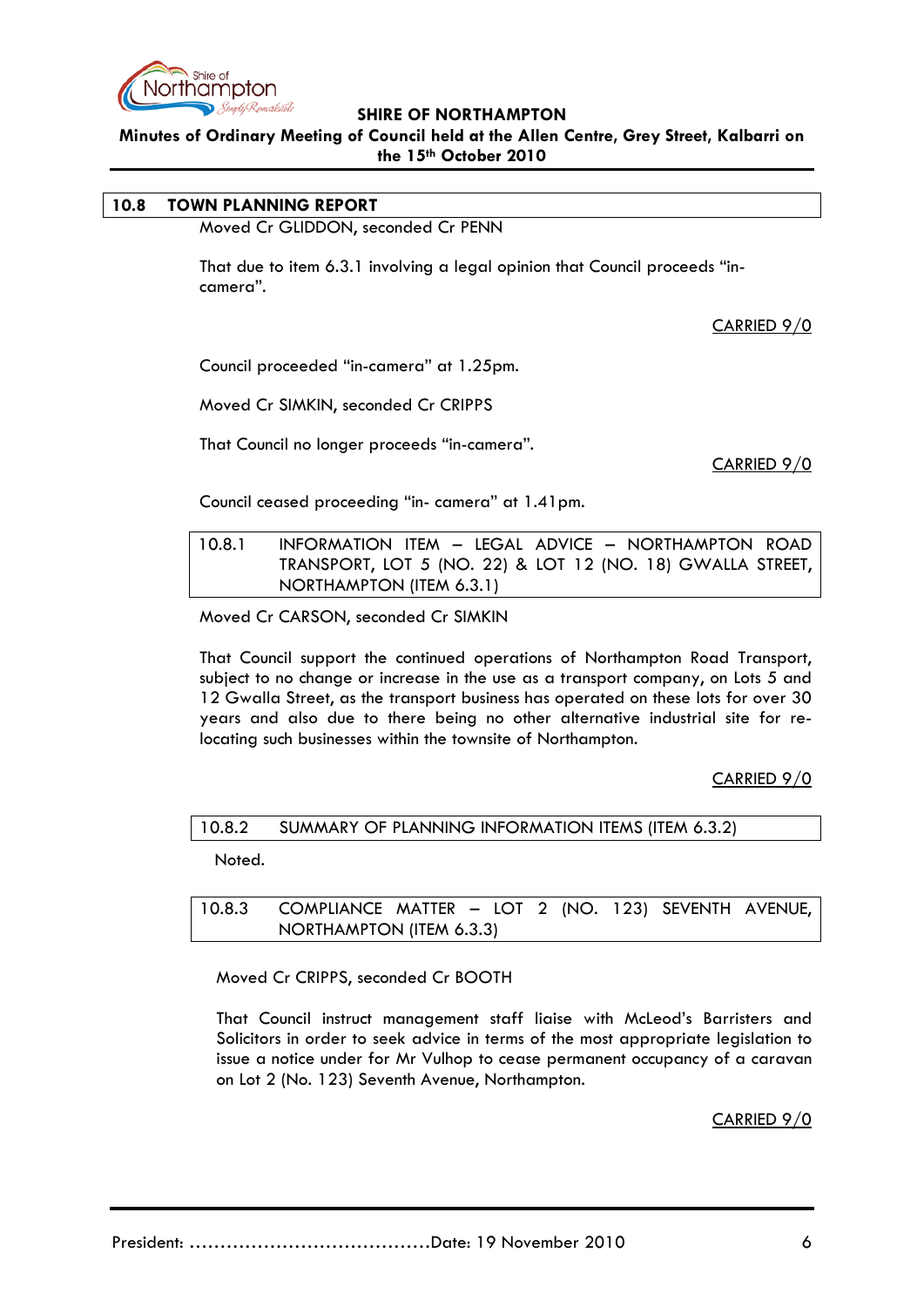## 10.8 TOWN PLANNING REPORT

Moved Cr GLIDDON, seconded Cr PENN

That due to item 6.3.1 involving a legal opinion that Council proceeds "in-camera".

CARRIED 9/0

Council proceeded "in-camera" at 1.25pm.

Moved Cr SIMKIN, seconded Cr CRIPPS

That Council no longer proceeds "in-camera".

CARRIED 9/0

Council ceased proceeding "in- camera" at 1.41pm.

### 10.8.1 INFORMATION ITEM – LEGAL ADVICE – NORTHAMPTON ROAD TRANSPORT, LOT 5 (NO. 22) & LOT 12 (NO. 18) GWALLA STREET, NORTHAMPTON (ITEM 6.3.1)

Moved Cr CARSON, seconded Cr SIMKIN

That Council support the continued operations of Northampton Road Transport, subject to no change or increase in the use as a transport company, on Lots 5 and 12 Gwalla Street, as the transport business has operated on these lots for over 30 years and also due to there being no other alternative industrial site for re-locating such businesses within the townsite of Northampton.

CARRIED 9/0

### 10.8.2 SUMMARY OF PLANNING INFORMATION ITEMS (ITEM 6.3.2)

Noted.

### 10.8.3 COMPLIANCE MATTER – LOT 2 (NO. 123) SEVENTH AVENUE, NORTHAMPTON (ITEM 6.3.3)

Moved Cr CRIPPS, seconded Cr BOOTH

That Council instruct management staff liaise with McLeod's Barristers and Solicitors in order to seek advice in terms of the most appropriate legislation to issue a notice under for Mr Vulhop to cease permanent occupancy of a caravan on Lot 2 (No. 123) Seventh Avenue, Northampton.

CARRIED 9/0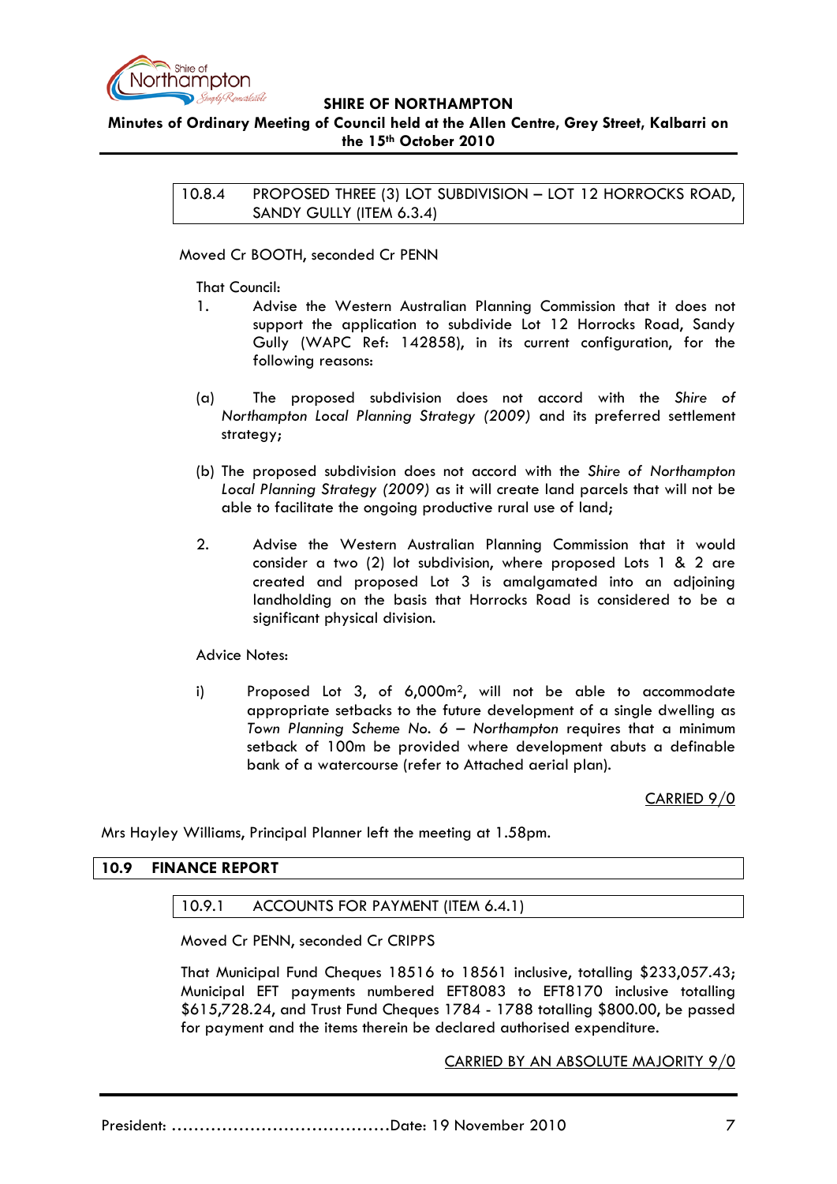### 10.8.4 PROPOSED THREE (3) LOT SUBDIVISION – LOT 12 HORROCKS ROAD, SANDY GULLY (ITEM 6.3.4)

Moved Cr BOOTH, seconded Cr PENN

That Council:

1. Advise the Western Australian Planning Commission that it does not support the application to subdivide Lot 12 Horrocks Road, Sandy Gully (WAPC Ref: 142858), in its current configuration, for the following reasons:

(a) The proposed subdivision does not accord with the *Shire of Northampton Local Planning Strategy (2009)* and its preferred settlement strategy;

(b) The proposed subdivision does not accord with the *Shire of Northampton Local Planning Strategy (2009)* as it will create land parcels that will not be able to facilitate the ongoing productive rural use of land;

2. Advise the Western Australian Planning Commission that it would consider a two (2) lot subdivision, where proposed Lots 1 & 2 are created and proposed Lot 3 is amalgamated into an adjoining landholding on the basis that Horrocks Road is considered to be a significant physical division.

Advice Notes:

i) Proposed Lot 3, of 6,000m$^2$, will not be able to accommodate appropriate setbacks to the future development of a single dwelling as *Town Planning Scheme No. 6 – Northampton* requires that a minimum setback of 100m be provided where development abuts a definable bank of a watercourse (refer to Attached aerial plan).

CARRIED 9/0

Mrs Hayley Williams, Principal Planner left the meeting at 1.58pm.

## 10.9 FINANCE REPORT

### 10.9.1 ACCOUNTS FOR PAYMENT (ITEM 6.4.1)

Moved Cr PENN, seconded Cr CRIPPS

That Municipal Fund Cheques 18516 to 18561 inclusive, totalling $233,057.43; Municipal EFT payments numbered EFT8083 to EFT8170 inclusive totalling $615,728.24, and Trust Fund Cheques 1784 - 1788 totalling $800.00, be passed for payment and the items therein be declared authorised expenditure.

CARRIED BY AN ABSOLUTE MAJORITY 9/0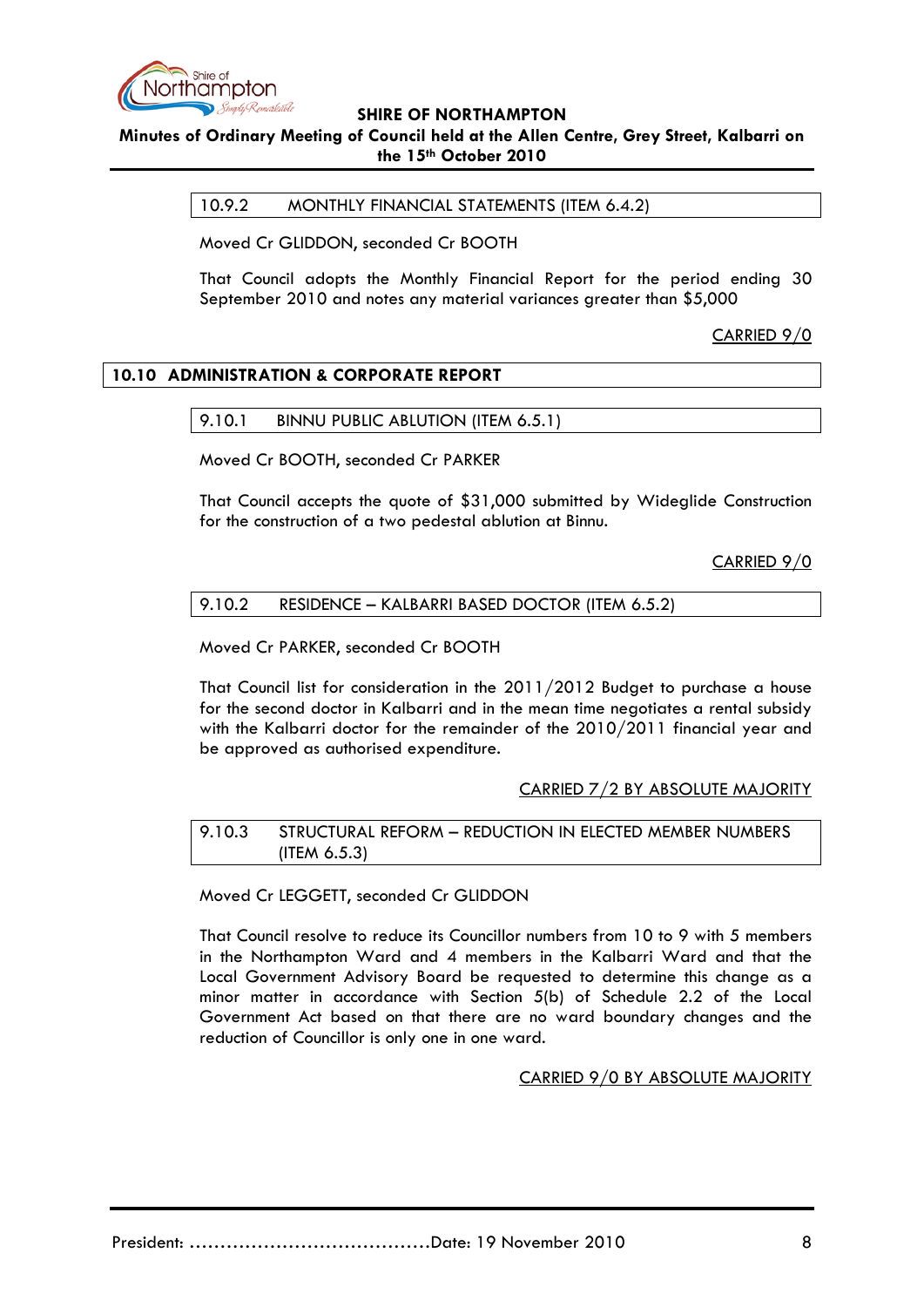### 10.9.2 MONTHLY FINANCIAL STATEMENTS (ITEM 6.4.2)

Moved Cr GLIDDON, seconded Cr BOOTH

That Council adopts the Monthly Financial Report for the period ending 30 September 2010 and notes any material variances greater than $5,000

CARRIED 9/0

## 10.10 ADMINISTRATION & CORPORATE REPORT

### 9.10.1 BINNU PUBLIC ABLUTION (ITEM 6.5.1)

Moved Cr BOOTH, seconded Cr PARKER

That Council accepts the quote of $31,000 submitted by Wideglide Construction for the construction of a two pedestal ablution at Binnu.

CARRIED 9/0

### 9.10.2 RESIDENCE – KALBARRI BASED DOCTOR (ITEM 6.5.2)

Moved Cr PARKER, seconded Cr BOOTH

That Council list for consideration in the 2011/2012 Budget to purchase a house for the second doctor in Kalbarri and in the mean time negotiates a rental subsidy with the Kalbarri doctor for the remainder of the 2010/2011 financial year and be approved as authorised expenditure.

CARRIED 7/2 BY ABSOLUTE MAJORITY

### 9.10.3 STRUCTURAL REFORM – REDUCTION IN ELECTED MEMBER NUMBERS (ITEM 6.5.3)

Moved Cr LEGGETT, seconded Cr GLIDDON

That Council resolve to reduce its Councillor numbers from 10 to 9 with 5 members in the Northampton Ward and 4 members in the Kalbarri Ward and that the Local Government Advisory Board be requested to determine this change as a minor matter in accordance with Section 5(b) of Schedule 2.2 of the Local Government Act based on that there are no ward boundary changes and the reduction of Councillor is only one in one ward.

CARRIED 9/0 BY ABSOLUTE MAJORITY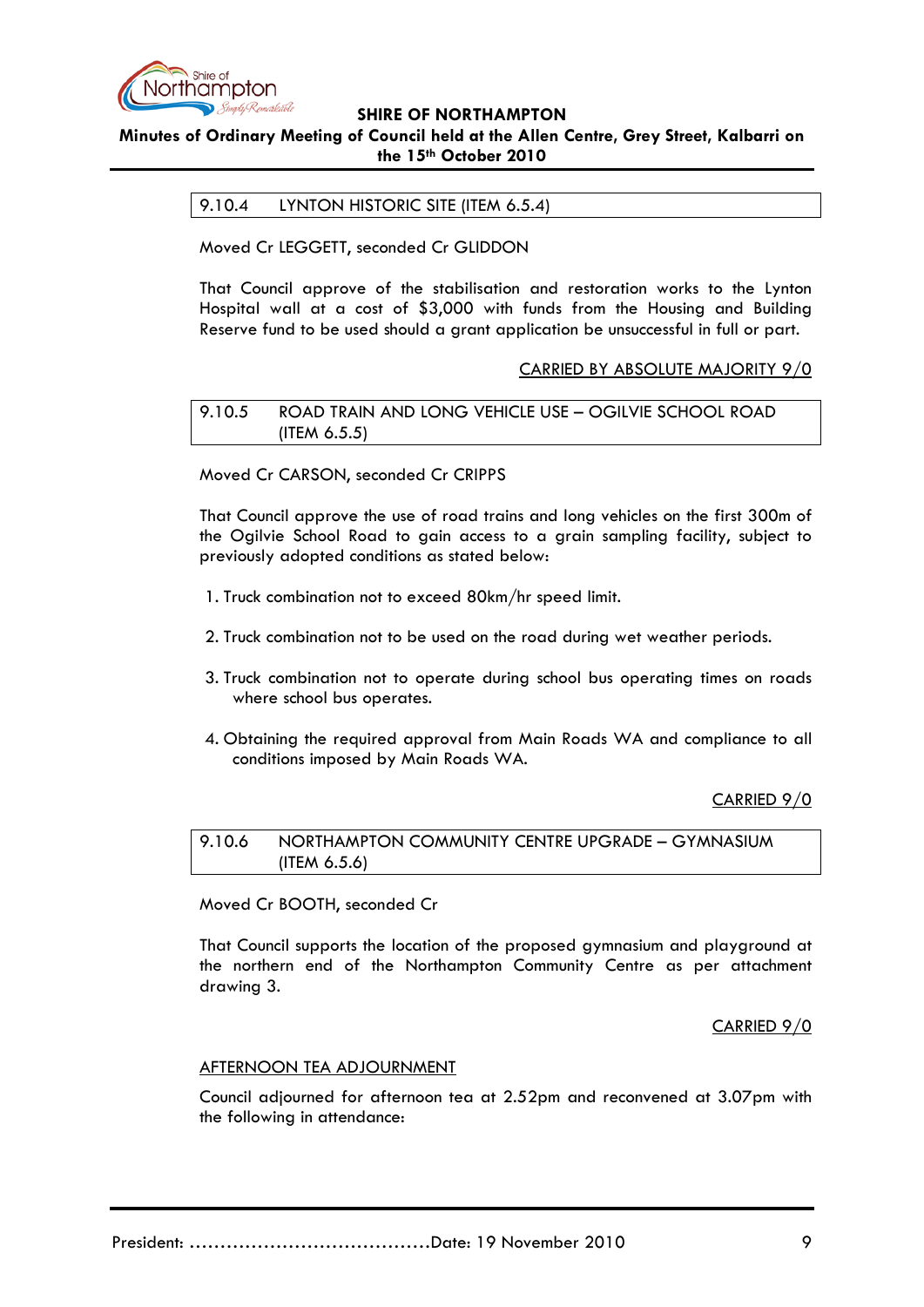### 9.10.4 LYNTON HISTORIC SITE (ITEM 6.5.4)

Moved Cr LEGGETT, seconded Cr GLIDDON

That Council approve of the stabilisation and restoration works to the Lynton Hospital wall at a cost of $3,000 with funds from the Housing and Building Reserve fund to be used should a grant application be unsuccessful in full or part.

<u>CARRIED BY ABSOLUTE MAJORITY 9/0</u>

### 9.10.5 ROAD TRAIN AND LONG VEHICLE USE – OGILVIE SCHOOL ROAD (ITEM 6.5.5)

Moved Cr CARSON, seconded Cr CRIPPS

That Council approve the use of road trains and long vehicles on the first 300m of the Ogilvie School Road to gain access to a grain sampling facility, subject to previously adopted conditions as stated below:

1. Truck combination not to exceed 80km/hr speed limit.
2. Truck combination not to be used on the road during wet weather periods.
3. Truck combination not to operate during school bus operating times on roads where school bus operates.
4. Obtaining the required approval from Main Roads WA and compliance to all conditions imposed by Main Roads WA.

<u>CARRIED 9/0</u>

### 9.10.6 NORTHAMPTON COMMUNITY CENTRE UPGRADE – GYMNASIUM (ITEM 6.5.6)

Moved Cr BOOTH, seconded Cr

That Council supports the location of the proposed gymnasium and playground at the northern end of the Northampton Community Centre as per attachment drawing 3.

<u>CARRIED 9/0</u>

<u>AFTERNOON TEA ADJOURNMENT</u>

Council adjourned for afternoon tea at 2.52pm and reconvened at 3.07pm with the following in attendance: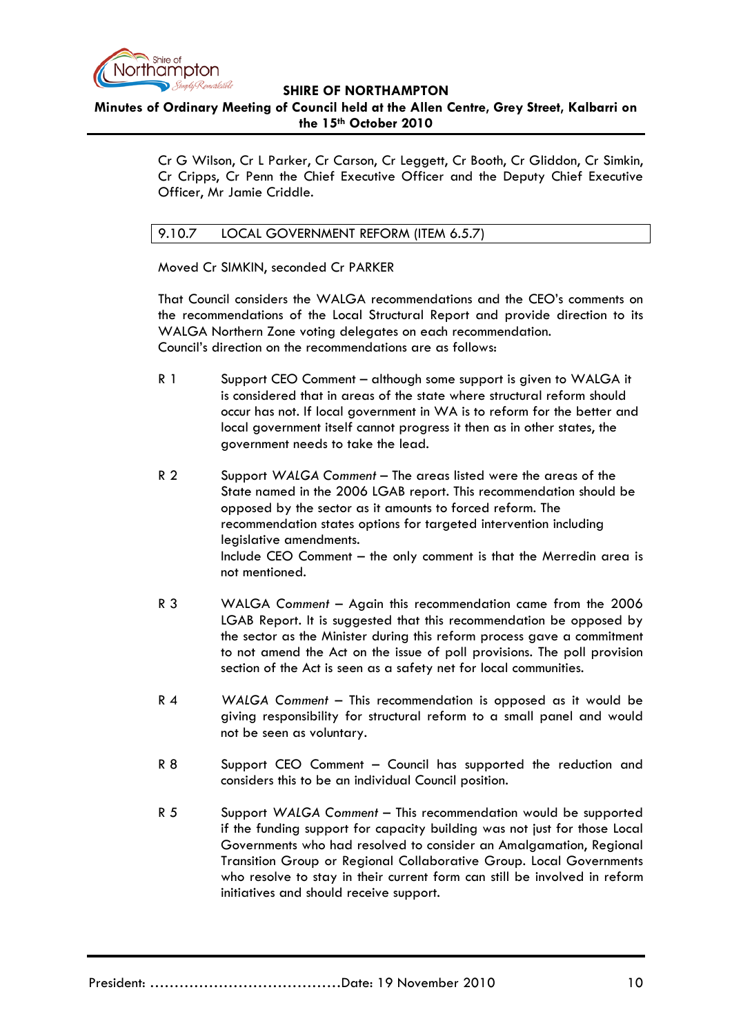Cr G Wilson, Cr L Parker, Cr Carson, Cr Leggett, Cr Booth, Cr Gliddon, Cr Simkin, Cr Cripps, Cr Penn the Chief Executive Officer and the Deputy Chief Executive Officer, Mr Jamie Criddle.

### 9.10.7 LOCAL GOVERNMENT REFORM (ITEM 6.5.7)

Moved Cr SIMKIN, seconded Cr PARKER

That Council considers the WALGA recommendations and the CEO's comments on the recommendations of the Local Structural Report and provide direction to its WALGA Northern Zone voting delegates on each recommendation.
Council's direction on the recommendations are as follows:

R 1 Support CEO Comment – although some support is given to WALGA it is considered that in areas of the state where structural reform should occur has not. If local government in WA is to reform for the better and local government itself cannot progress it then as in other states, the government needs to take the lead.

R 2 Support *WALGA Comment* – The areas listed were the areas of the State named in the 2006 LGAB report. This recommendation should be opposed by the sector as it amounts to forced reform. The recommendation states options for targeted intervention including legislative amendments.
Include CEO Comment – the only comment is that the Merredin area is not mentioned.

R 3 WALGA *Comment* – Again this recommendation came from the 2006 LGAB Report. It is suggested that this recommendation be opposed by the sector as the Minister during this reform process gave a commitment to not amend the Act on the issue of poll provisions. The poll provision section of the Act is seen as a safety net for local communities.

R 4 *WALGA Comment* – This recommendation is opposed as it would be giving responsibility for structural reform to a small panel and would not be seen as voluntary.

R 8 Support CEO Comment – Council has supported the reduction and considers this to be an individual Council position.

R 5 Support *WALGA Comment* – This recommendation would be supported if the funding support for capacity building was not just for those Local Governments who had resolved to consider an Amalgamation, Regional Transition Group or Regional Collaborative Group. Local Governments who resolve to stay in their current form can still be involved in reform initiatives and should receive support.

President: ......................................Date: 19 November 2010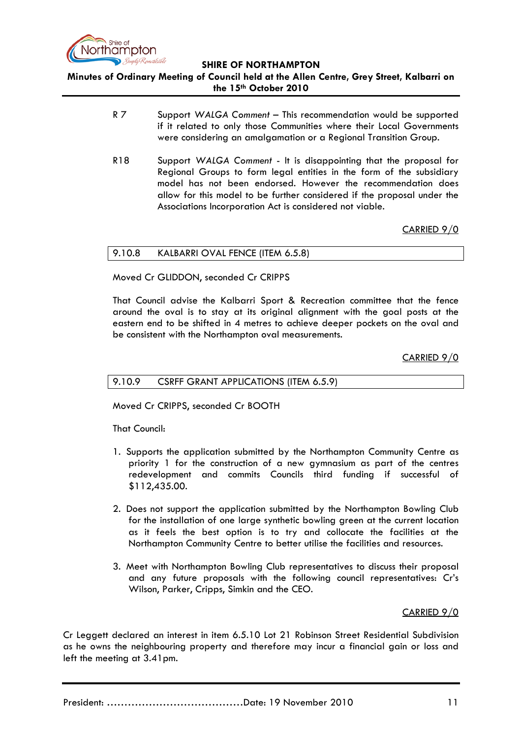R 7 Support *WALGA Comment* – This recommendation would be supported if it related to only those Communities where their Local Governments were considering an amalgamation or a Regional Transition Group.

R18 Support *WALGA Comment* - It is disappointing that the proposal for Regional Groups to form legal entities in the form of the subsidiary model has not been endorsed. However the recommendation does allow for this model to be further considered if the proposal under the Associations Incorporation Act is considered not viable.

CARRIED 9/0

### 9.10.8 KALBARRI OVAL FENCE (ITEM 6.5.8)

Moved Cr GLIDDON, seconded Cr CRIPPS

That Council advise the Kalbarri Sport & Recreation committee that the fence around the oval is to stay at its original alignment with the goal posts at the eastern end to be shifted in 4 metres to achieve deeper pockets on the oval and be consistent with the Northampton oval measurements.

CARRIED 9/0

### 9.10.9 CSRFF GRANT APPLICATIONS (ITEM 6.5.9)

Moved Cr CRIPPS, seconded Cr BOOTH

That Council:

1. Supports the application submitted by the Northampton Community Centre as priority 1 for the construction of a new gymnasium as part of the centres redevelopment and commits Councils third funding if successful of $112,435.00.

2. Does not support the application submitted by the Northampton Bowling Club for the installation of one large synthetic bowling green at the current location as it feels the best option is to try and collocate the facilities at the Northampton Community Centre to better utilise the facilities and resources.

3. Meet with Northampton Bowling Club representatives to discuss their proposal and any future proposals with the following council representatives: Cr's Wilson, Parker, Cripps, Simkin and the CEO.

CARRIED 9/0

Cr Leggett declared an interest in item 6.5.10 Lot 21 Robinson Street Residential Subdivision as he owns the neighbouring property and therefore may incur a financial gain or loss and left the meeting at 3.41pm.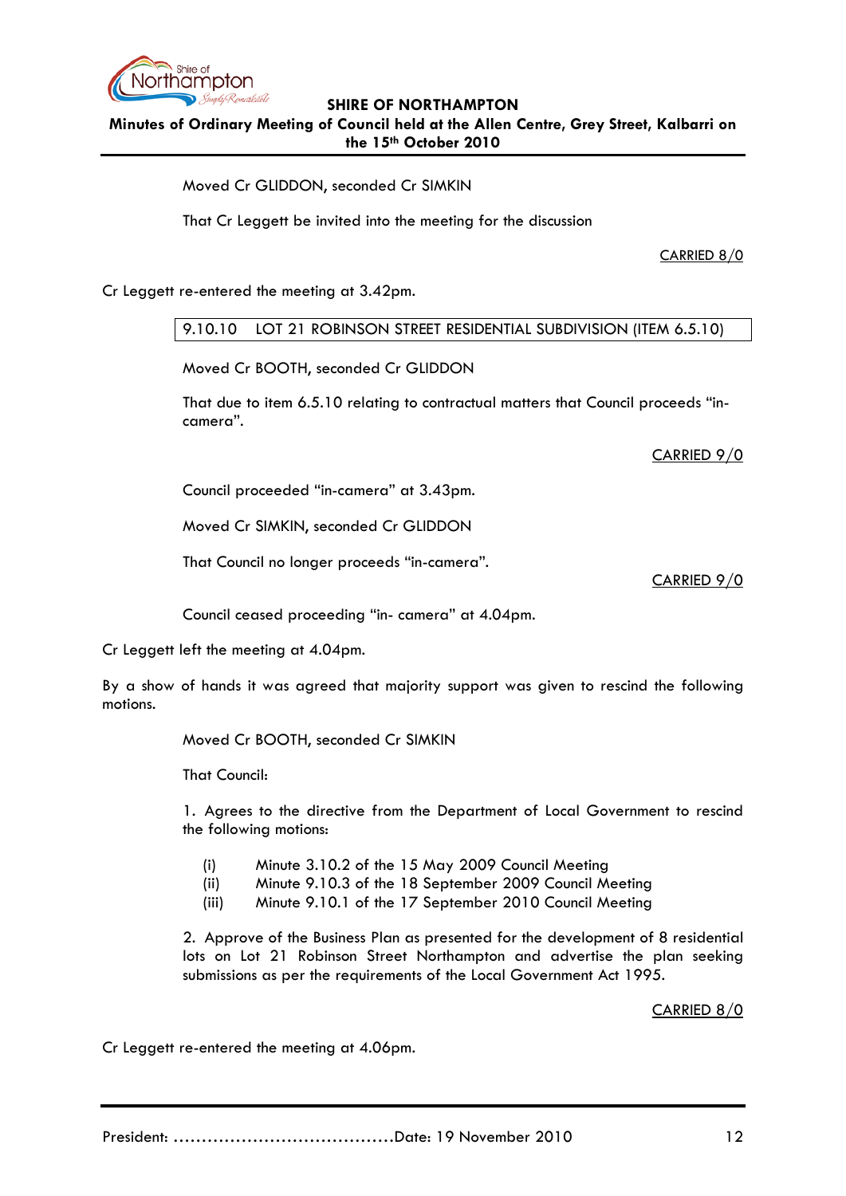Moved Cr GLIDDON, seconded Cr SIMKIN

That Cr Leggett be invited into the meeting for the discussion

CARRIED 8/0

Cr Leggett re-entered the meeting at 3.42pm.

### 9.10.10 LOT 21 ROBINSON STREET RESIDENTIAL SUBDIVISION (ITEM 6.5.10)

Moved Cr BOOTH, seconded Cr GLIDDON

That due to item 6.5.10 relating to contractual matters that Council proceeds "in-camera".

CARRIED 9/0

Council proceeded "in-camera" at 3.43pm.

Moved Cr SIMKIN, seconded Cr GLIDDON

That Council no longer proceeds "in-camera".

CARRIED 9/0

Council ceased proceeding "in- camera" at 4.04pm.

Cr Leggett left the meeting at 4.04pm.

By a show of hands it was agreed that majority support was given to rescind the following motions.

Moved Cr BOOTH, seconded Cr SIMKIN

That Council:

1. Agrees to the directive from the Department of Local Government to rescind the following motions:

   (i) Minute 3.10.2 of the 15 May 2009 Council Meeting
   (ii) Minute 9.10.3 of the 18 September 2009 Council Meeting
   (iii) Minute 9.10.1 of the 17 September 2010 Council Meeting

2. Approve of the Business Plan as presented for the development of 8 residential lots on Lot 21 Robinson Street Northampton and advertise the plan seeking submissions as per the requirements of the Local Government Act 1995.

CARRIED 8/0

Cr Leggett re-entered the meeting at 4.06pm.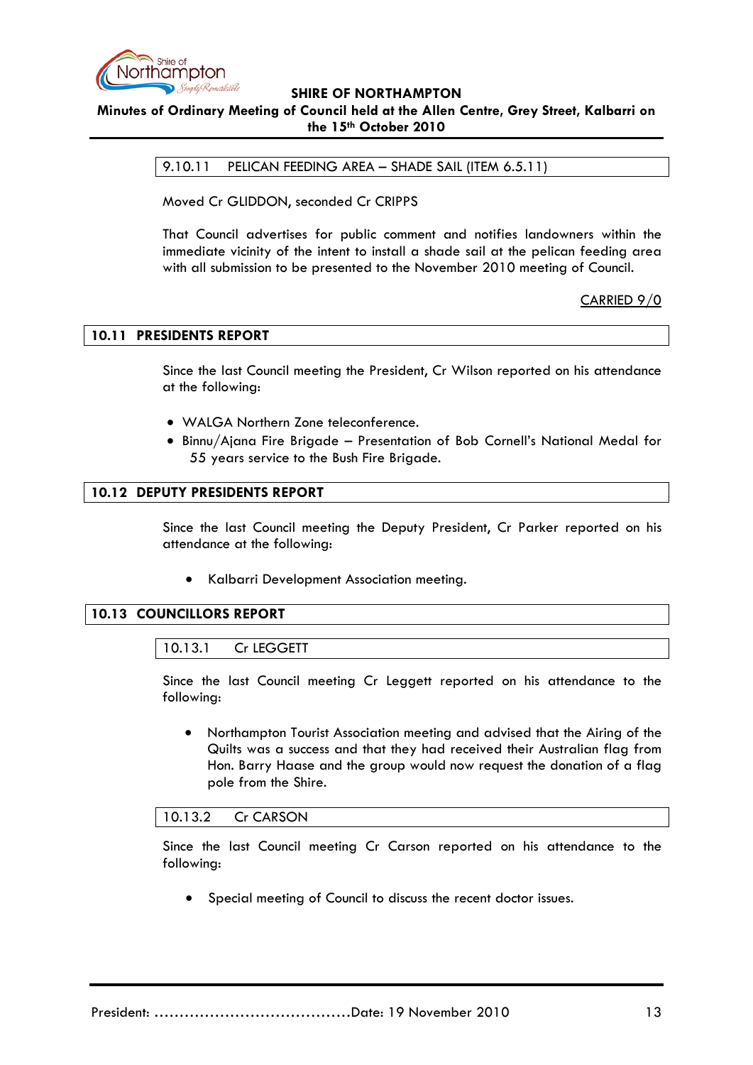### 9.10.11 PELICAN FEEDING AREA – SHADE SAIL (ITEM 6.5.11)

Moved Cr GLIDDON, seconded Cr CRIPPS

That Council advertises for public comment and notifies landowners within the immediate vicinity of the intent to install a shade sail at the pelican feeding area with all submission to be presented to the November 2010 meeting of Council.

CARRIED 9/0

## 10.11 PRESIDENTS REPORT

Since the last Council meeting the President, Cr Wilson reported on his attendance at the following:

- WALGA Northern Zone teleconference.
- Binnu/Ajana Fire Brigade – Presentation of Bob Cornell's National Medal for 55 years service to the Bush Fire Brigade.

## 10.12 DEPUTY PRESIDENTS REPORT

Since the last Council meeting the Deputy President, Cr Parker reported on his attendance at the following:

- Kalbarri Development Association meeting.

## 10.13 COUNCILLORS REPORT

### 10.13.1 Cr LEGGETT

Since the last Council meeting Cr Leggett reported on his attendance to the following:

- Northampton Tourist Association meeting and advised that the Airing of the Quilts was a success and that they had received their Australian flag from Hon. Barry Haase and the group would now request the donation of a flag pole from the Shire.

### 10.13.2 Cr CARSON

Since the last Council meeting Cr Carson reported on his attendance to the following:

- Special meeting of Council to discuss the recent doctor issues.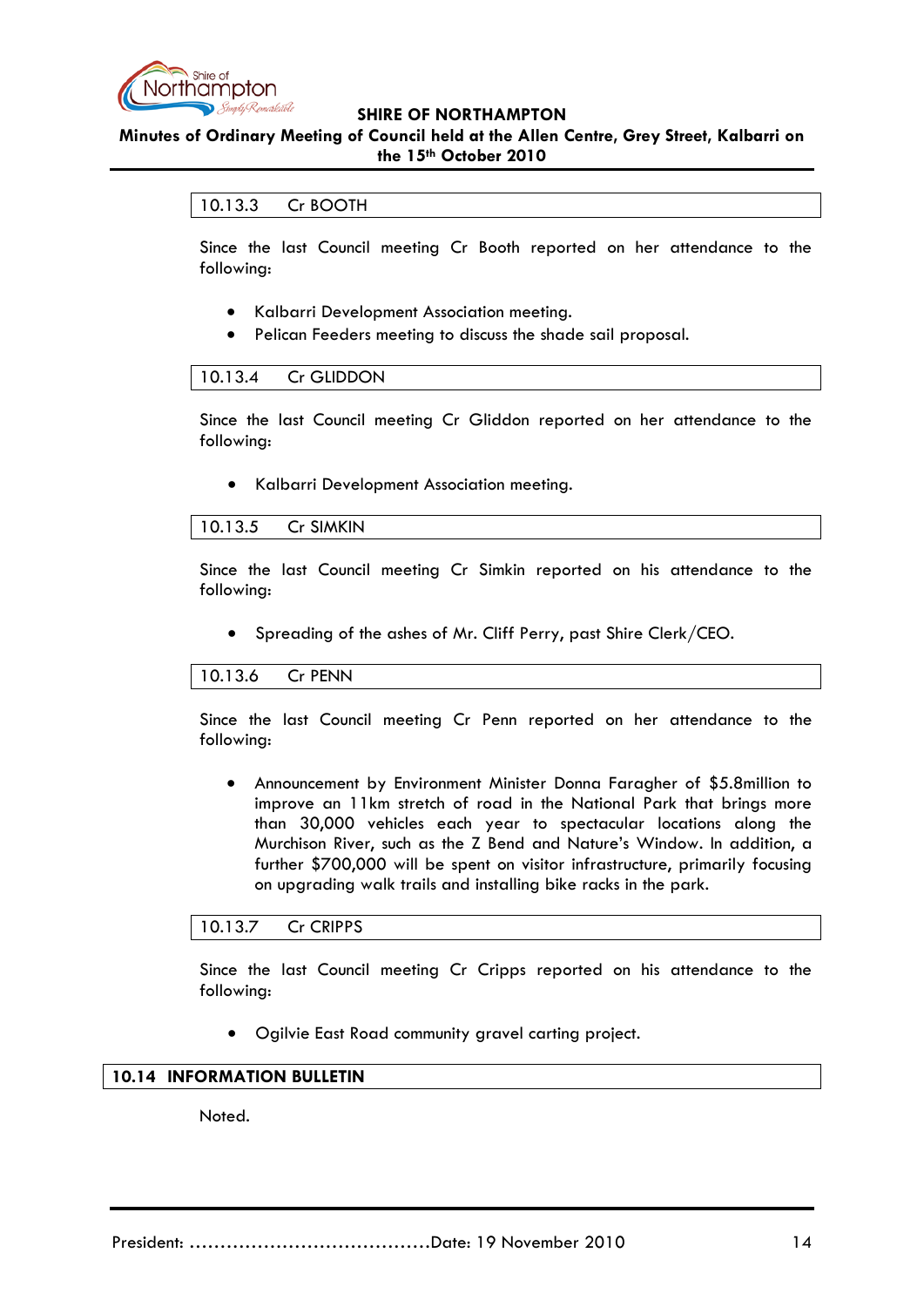### 10.13.3 Cr BOOTH

Since the last Council meeting Cr Booth reported on her attendance to the following:

- Kalbarri Development Association meeting.
- Pelican Feeders meeting to discuss the shade sail proposal.

### 10.13.4 Cr GLIDDON

Since the last Council meeting Cr Gliddon reported on her attendance to the following:

- Kalbarri Development Association meeting.

### 10.13.5 Cr SIMKIN

Since the last Council meeting Cr Simkin reported on his attendance to the following:

- Spreading of the ashes of Mr. Cliff Perry, past Shire Clerk/CEO.

### 10.13.6 Cr PENN

Since the last Council meeting Cr Penn reported on her attendance to the following:

- Announcement by Environment Minister Donna Faragher of $5.8million to improve an 11km stretch of road in the National Park that brings more than 30,000 vehicles each year to spectacular locations along the Murchison River, such as the Z Bend and Nature's Window. In addition, a further $700,000 will be spent on visitor infrastructure, primarily focusing on upgrading walk trails and installing bike racks in the park.

### 10.13.7 Cr CRIPPS

Since the last Council meeting Cr Cripps reported on his attendance to the following:

- Ogilvie East Road community gravel carting project.

## 10.14 INFORMATION BULLETIN

Noted.

President: ……………………………………Date: 19 November 2010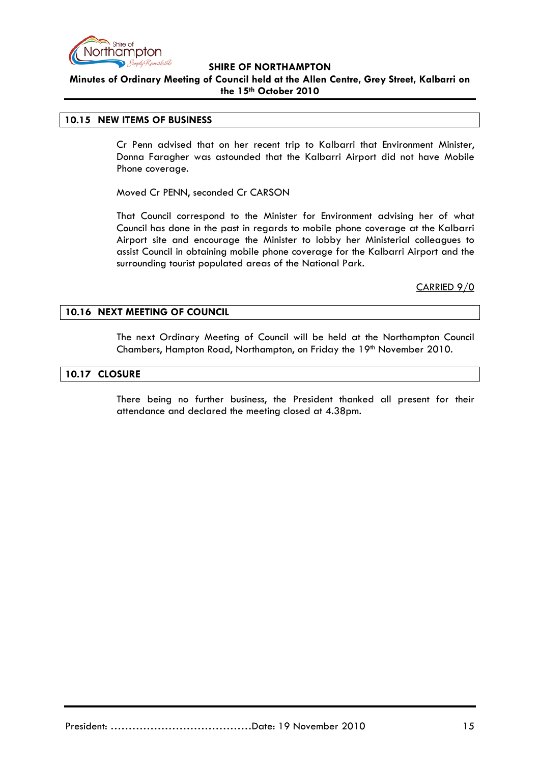## 10.15 NEW ITEMS OF BUSINESS

Cr Penn advised that on her recent trip to Kalbarri that Environment Minister, Donna Faragher was astounded that the Kalbarri Airport did not have Mobile Phone coverage.

Moved Cr PENN, seconded Cr CARSON

That Council correspond to the Minister for Environment advising her of what Council has done in the past in regards to mobile phone coverage at the Kalbarri Airport site and encourage the Minister to lobby her Ministerial colleagues to assist Council in obtaining mobile phone coverage for the Kalbarri Airport and the surrounding tourist populated areas of the National Park.

CARRIED 9/0

## 10.16 NEXT MEETING OF COUNCIL

The next Ordinary Meeting of Council will be held at the Northampton Council Chambers, Hampton Road, Northampton, on Friday the 19th November 2010.

## 10.17 CLOSURE

There being no further business, the President thanked all present for their attendance and declared the meeting closed at 4.38pm.

President: ……………………………………Date: 19 November 2010